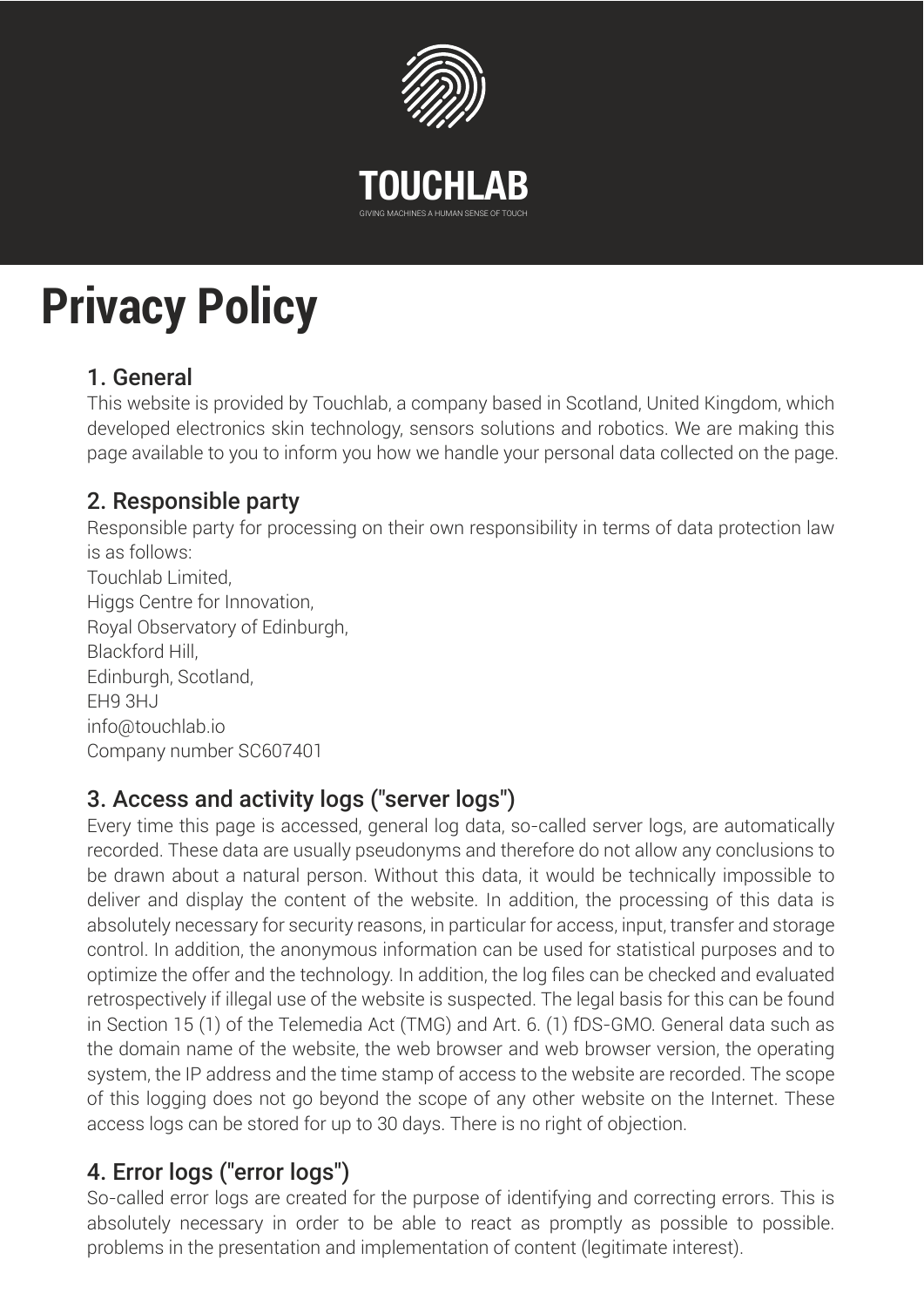# TOUCHLAB

GIVING MACHINES A HUMAN SENSE OF TOUCH

# Privacy Policy

## 1. General

This website is provided by Touchlab, a company based in Scotland, United Kingdom, which developed electronics skin technology, sensors solutions and robotics. We are making this page available to you to inform you how we handle your personal data collected on the page.

## 2. Responsible party

Responsible party for processing on their own responsibility in terms of data protection law is as follows:
Touchlab Limited,
Higgs Centre for Innovation,
Royal Observatory of Edinburgh,
Blackford Hill,
Edinburgh, Scotland,
EH9 3HJ
info@touchlab.io
Company number SC607401

## 3. Access and activity logs ("server logs")

Every time this page is accessed, general log data, so-called server logs, are automatically recorded. These data are usually pseudonyms and therefore do not allow any conclusions to be drawn about a natural person. Without this data, it would be technically impossible to deliver and display the content of the website. In addition, the processing of this data is absolutely necessary for security reasons, in particular for access, input, transfer and storage control. In addition, the anonymous information can be used for statistical purposes and to optimize the offer and the technology. In addition, the log files can be checked and evaluated retrospectively if illegal use of the website is suspected. The legal basis for this can be found in Section 15 (1) of the Telemedia Act (TMG) and Art. 6. (1) fDS-GMO. General data such as the domain name of the website, the web browser and web browser version, the operating system, the IP address and the time stamp of access to the website are recorded. The scope of this logging does not go beyond the scope of any other website on the Internet. These access logs can be stored for up to 30 days. There is no right of objection.

## 4. Error logs ("error logs")

So-called error logs are created for the purpose of identifying and correcting errors. This is absolutely necessary in order to be able to react as promptly as possible to possible. problems in the presentation and implementation of content (legitimate interest).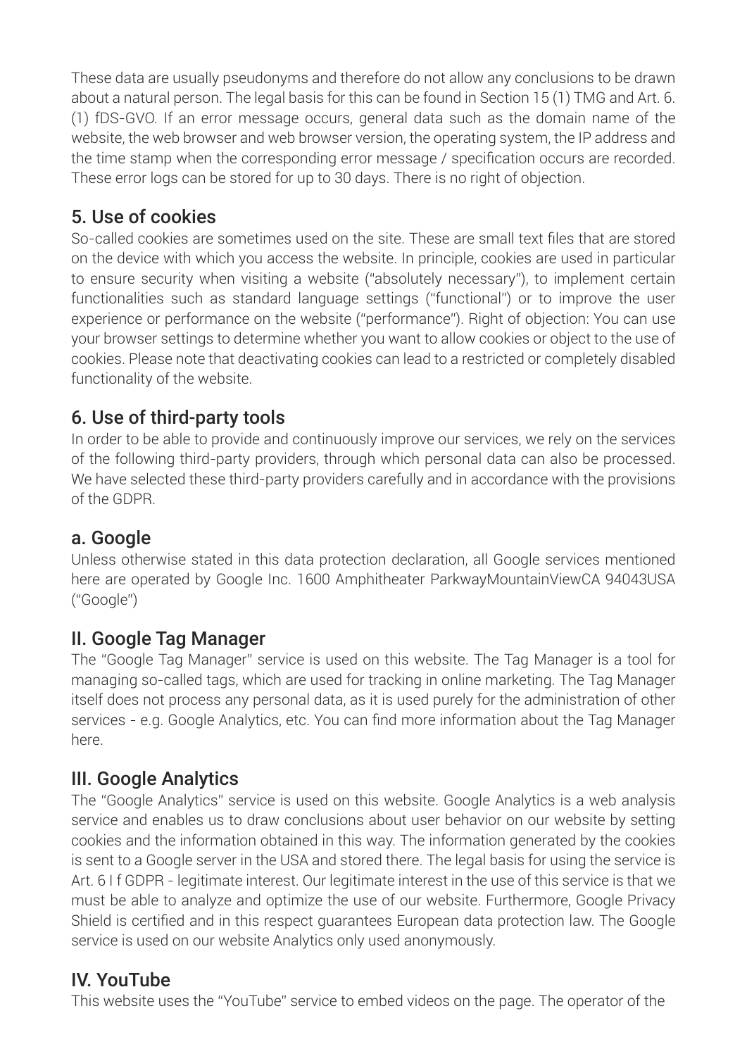These data are usually pseudonyms and therefore do not allow any conclusions to be drawn about a natural person. The legal basis for this can be found in Section 15 (1) TMG and Art. 6. (1) fDS-GVO. If an error message occurs, general data such as the domain name of the website, the web browser and web browser version, the operating system, the IP address and the time stamp when the corresponding error message / specification occurs are recorded. These error logs can be stored for up to 30 days. There is no right of objection.

## 5. Use of cookies

So-called cookies are sometimes used on the site. These are small text files that are stored on the device with which you access the website. In principle, cookies are used in particular to ensure security when visiting a website ("absolutely necessary"), to implement certain functionalities such as standard language settings ("functional") or to improve the user experience or performance on the website ("performance"). Right of objection: You can use your browser settings to determine whether you want to allow cookies or object to the use of cookies. Please note that deactivating cookies can lead to a restricted or completely disabled functionality of the website.

## 6. Use of third-party tools

In order to be able to provide and continuously improve our services, we rely on the services of the following third-party providers, through which personal data can also be processed. We have selected these third-party providers carefully and in accordance with the provisions of the GDPR.

## a. Google

Unless otherwise stated in this data protection declaration, all Google services mentioned here are operated by Google Inc. 1600 Amphitheater ParkwayMountainViewCA 94043USA ("Google")

## II. Google Tag Manager

The "Google Tag Manager" service is used on this website. The Tag Manager is a tool for managing so-called tags, which are used for tracking in online marketing. The Tag Manager itself does not process any personal data, as it is used purely for the administration of other services - e.g. Google Analytics, etc. You can find more information about the Tag Manager here.

## III. Google Analytics

The "Google Analytics" service is used on this website. Google Analytics is a web analysis service and enables us to draw conclusions about user behavior on our website by setting cookies and the information obtained in this way. The information generated by the cookies is sent to a Google server in the USA and stored there. The legal basis for using the service is Art. 6 I f GDPR - legitimate interest. Our legitimate interest in the use of this service is that we must be able to analyze and optimize the use of our website. Furthermore, Google Privacy Shield is certified and in this respect guarantees European data protection law. The Google service is used on our website Analytics only used anonymously.

## IV. YouTube

This website uses the "YouTube" service to embed videos on the page. The operator of the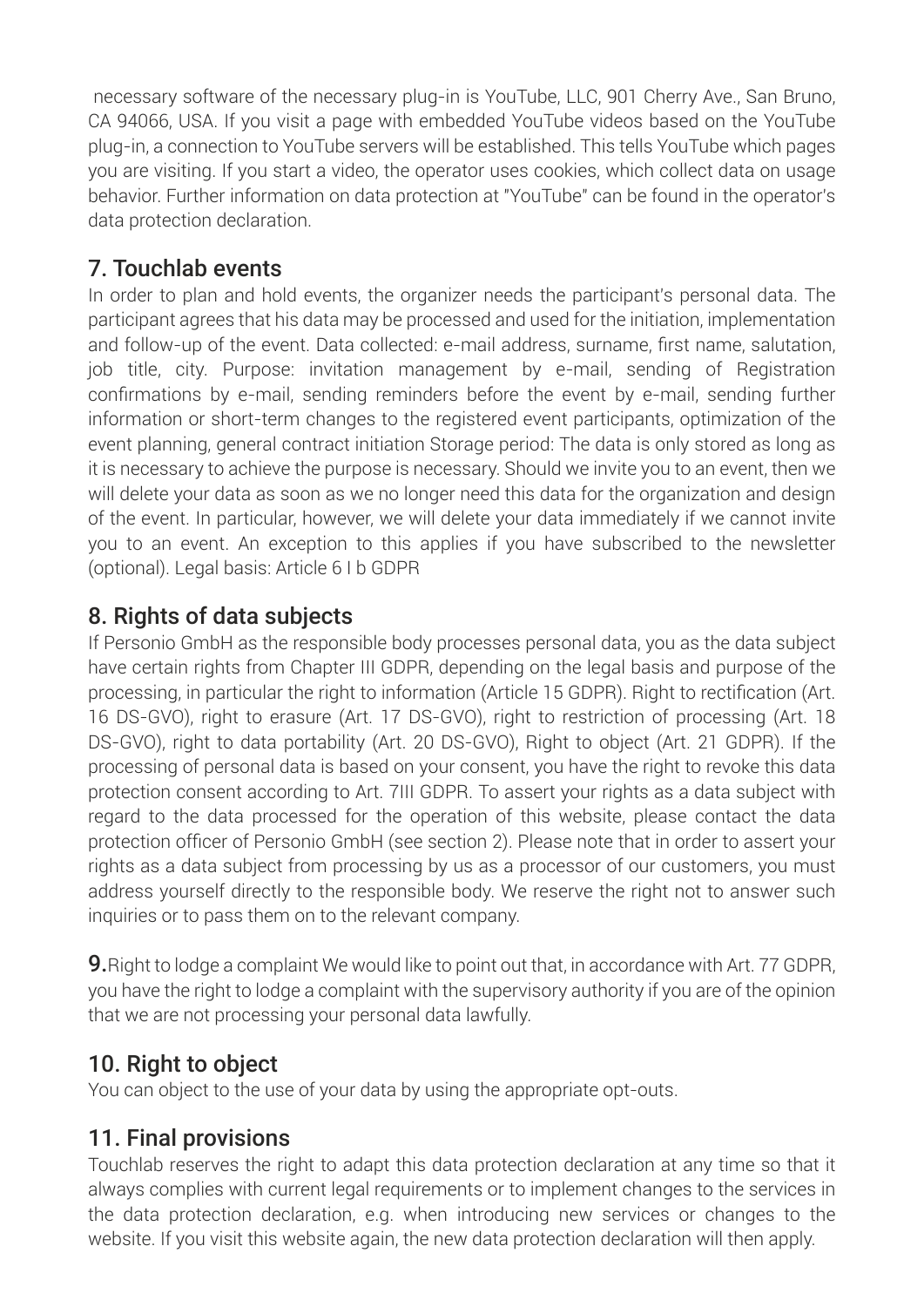necessary software of the necessary plug-in is YouTube, LLC, 901 Cherry Ave., San Bruno, CA 94066, USA. If you visit a page with embedded YouTube videos based on the YouTube plug-in, a connection to YouTube servers will be established. This tells YouTube which pages you are visiting. If you start a video, the operator uses cookies, which collect data on usage behavior. Further information on data protection at "YouTube" can be found in the operator's data protection declaration.

## 7. Touchlab events

In order to plan and hold events, the organizer needs the participant's personal data. The participant agrees that his data may be processed and used for the initiation, implementation and follow-up of the event. Data collected: e-mail address, surname, first name, salutation, job title, city. Purpose: invitation management by e-mail, sending of Registration confirmations by e-mail, sending reminders before the event by e-mail, sending further information or short-term changes to the registered event participants, optimization of the event planning, general contract initiation Storage period: The data is only stored as long as it is necessary to achieve the purpose is necessary. Should we invite you to an event, then we will delete your data as soon as we no longer need this data for the organization and design of the event. In particular, however, we will delete your data immediately if we cannot invite you to an event. An exception to this applies if you have subscribed to the newsletter (optional). Legal basis: Article 6 I b GDPR

## 8. Rights of data subjects

If Personio GmbH as the responsible body processes personal data, you as the data subject have certain rights from Chapter III GDPR, depending on the legal basis and purpose of the processing, in particular the right to information (Article 15 GDPR). Right to rectification (Art. 16 DS-GVO), right to erasure (Art. 17 DS-GVO), right to restriction of processing (Art. 18 DS-GVO), right to data portability (Art. 20 DS-GVO), Right to object (Art. 21 GDPR). If the processing of personal data is based on your consent, you have the right to revoke this data protection consent according to Art. 7III GDPR. To assert your rights as a data subject with regard to the data processed for the operation of this website, please contact the data protection officer of Personio GmbH (see section 2). Please note that in order to assert your rights as a data subject from processing by us as a processor of our customers, you must address yourself directly to the responsible body. We reserve the right not to answer such inquiries or to pass them on to the relevant company.

**9.**Right to lodge a complaint We would like to point out that, in accordance with Art. 77 GDPR, you have the right to lodge a complaint with the supervisory authority if you are of the opinion that we are not processing your personal data lawfully.

## 10. Right to object

You can object to the use of your data by using the appropriate opt-outs.

## 11. Final provisions

Touchlab reserves the right to adapt this data protection declaration at any time so that it always complies with current legal requirements or to implement changes to the services in the data protection declaration, e.g. when introducing new services or changes to the website. If you visit this website again, the new data protection declaration will then apply.